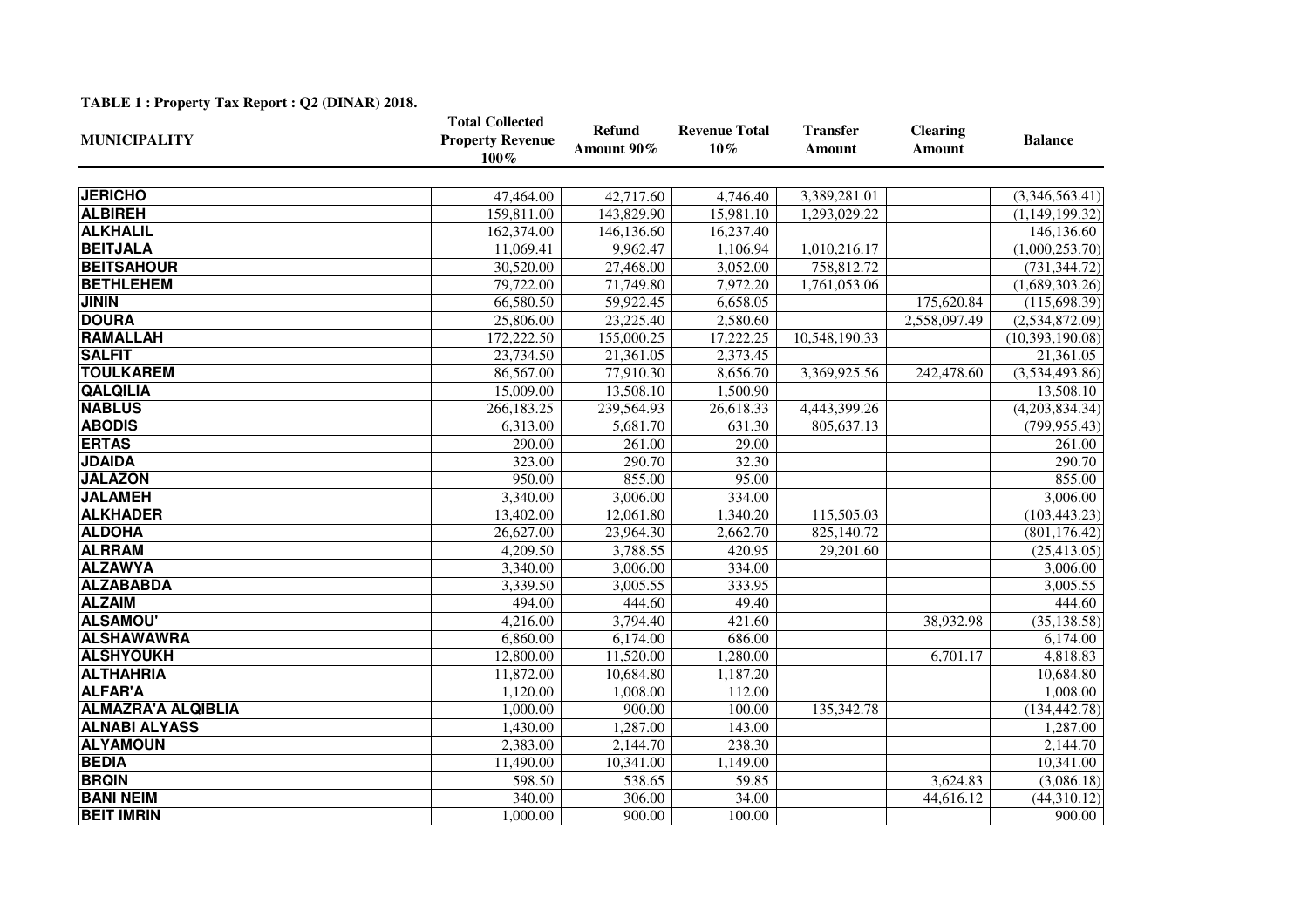**TABLE 1 : Property Tax Report : Q2 (DINAR) 2018.**

| MUNICIPALITY | Total Collected Property Revenue 100% | Refund Amount 90% | Revenue Total 10% | Transfer Amount | Clearing Amount | Balance |
|---|---|---|---|---|---|---|
| **JERICHO** | 47,464.00 | 42,717.60 | 4,746.40 | 3,389,281.01 | | (3,346,563.41) |
| **ALBIREH** | 159,811.00 | 143,829.90 | 15,981.10 | 1,293,029.22 | | (1,149,199.32) |
| **ALKHALIL** | 162,374.00 | 146,136.60 | 16,237.40 | | | 146,136.60 |
| **BEITJALA** | 11,069.41 | 9,962.47 | 1,106.94 | 1,010,216.17 | | (1,000,253.70) |
| **BEITSAHOUR** | 30,520.00 | 27,468.00 | 3,052.00 | 758,812.72 | | (731,344.72) |
| **BETHLEHEM** | 79,722.00 | 71,749.80 | 7,972.20 | 1,761,053.06 | | (1,689,303.26) |
| **JININ** | 66,580.50 | 59,922.45 | 6,658.05 | | 175,620.84 | (115,698.39) |
| **DOURA** | 25,806.00 | 23,225.40 | 2,580.60 | | 2,558,097.49 | (2,534,872.09) |
| **RAMALLAH** | 172,222.50 | 155,000.25 | 17,222.25 | 10,548,190.33 | | (10,393,190.08) |
| **SALFIT** | 23,734.50 | 21,361.05 | 2,373.45 | | | 21,361.05 |
| **TOULKAREM** | 86,567.00 | 77,910.30 | 8,656.70 | 3,369,925.56 | 242,478.60 | (3,534,493.86) |
| **QALQILIA** | 15,009.00 | 13,508.10 | 1,500.90 | | | 13,508.10 |
| **NABLUS** | 266,183.25 | 239,564.93 | 26,618.33 | 4,443,399.26 | | (4,203,834.34) |
| **ABODIS** | 6,313.00 | 5,681.70 | 631.30 | 805,637.13 | | (799,955.43) |
| **ERTAS** | 290.00 | 261.00 | 29.00 | | | 261.00 |
| **JDAIDA** | 323.00 | 290.70 | 32.30 | | | 290.70 |
| **JALAZON** | 950.00 | 855.00 | 95.00 | | | 855.00 |
| **JALAMEH** | 3,340.00 | 3,006.00 | 334.00 | | | 3,006.00 |
| **ALKHADER** | 13,402.00 | 12,061.80 | 1,340.20 | 115,505.03 | | (103,443.23) |
| **ALDOHA** | 26,627.00 | 23,964.30 | 2,662.70 | 825,140.72 | | (801,176.42) |
| **ALRRAM** | 4,209.50 | 3,788.55 | 420.95 | 29,201.60 | | (25,413.05) |
| **ALZAWYA** | 3,340.00 | 3,006.00 | 334.00 | | | 3,006.00 |
| **ALZABABDA** | 3,339.50 | 3,005.55 | 333.95 | | | 3,005.55 |
| **ALZAIM** | 494.00 | 444.60 | 49.40 | | | 444.60 |
| **ALSAMOU'** | 4,216.00 | 3,794.40 | 421.60 | | 38,932.98 | (35,138.58) |
| **ALSHAWAWRA** | 6,860.00 | 6,174.00 | 686.00 | | | 6,174.00 |
| **ALSHYOUKH** | 12,800.00 | 11,520.00 | 1,280.00 | | 6,701.17 | 4,818.83 |
| **ALTHAHRIA** | 11,872.00 | 10,684.80 | 1,187.20 | | | 10,684.80 |
| **ALFAR'A** | 1,120.00 | 1,008.00 | 112.00 | | | 1,008.00 |
| **ALMAZRA'A ALQIBLIA** | 1,000.00 | 900.00 | 100.00 | 135,342.78 | | (134,442.78) |
| **ALNABI ALYASS** | 1,430.00 | 1,287.00 | 143.00 | | | 1,287.00 |
| **ALYAMOUN** | 2,383.00 | 2,144.70 | 238.30 | | | 2,144.70 |
| **BEDIA** | 11,490.00 | 10,341.00 | 1,149.00 | | | 10,341.00 |
| **BRQIN** | 598.50 | 538.65 | 59.85 | | 3,624.83 | (3,086.18) |
| **BANI NEIM** | 340.00 | 306.00 | 34.00 | | 44,616.12 | (44,310.12) |
| **BEIT IMRIN** | 1,000.00 | 900.00 | 100.00 | | | 900.00 |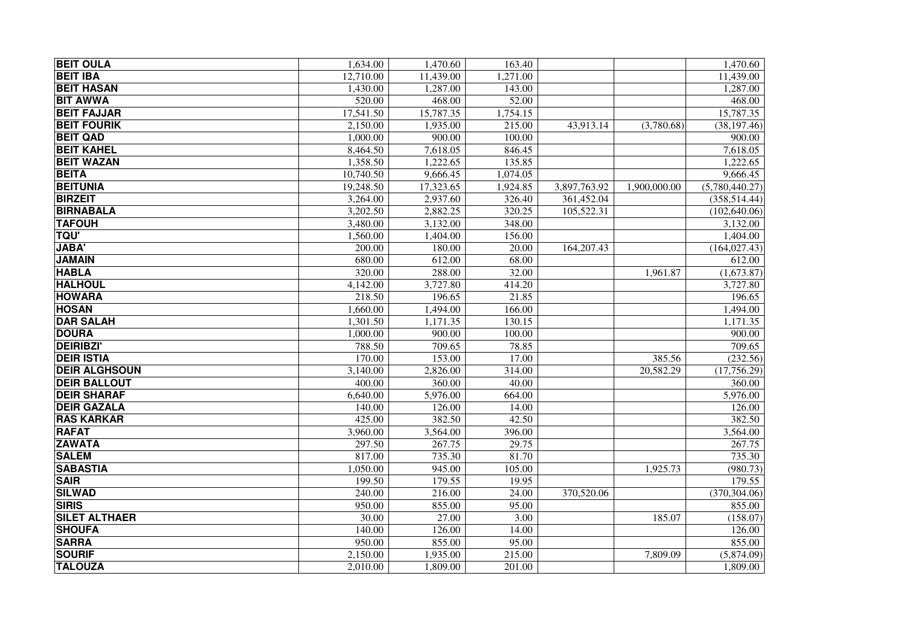| | | | | | | |
|---|---|---|---|---|---|---|
| **BEIT OULA** | 1,634.00 | 1,470.60 | 163.40 | | | 1,470.60 |
| **BEIT IBA** | 12,710.00 | 11,439.00 | 1,271.00 | | | 11,439.00 |
| **BEIT HASAN** | 1,430.00 | 1,287.00 | 143.00 | | | 1,287.00 |
| **BIT AWWA** | 520.00 | 468.00 | 52.00 | | | 468.00 |
| **BEIT FAJJAR** | 17,541.50 | 15,787.35 | 1,754.15 | | | 15,787.35 |
| **BEIT FOURIK** | 2,150.00 | 1,935.00 | 215.00 | 43,913.14 | (3,780.68) | (38,197.46) |
| **BEIT QAD** | 1,000.00 | 900.00 | 100.00 | | | 900.00 |
| **BEIT KAHEL** | 8,464.50 | 7,618.05 | 846.45 | | | 7,618.05 |
| **BEIT WAZAN** | 1,358.50 | 1,222.65 | 135.85 | | | 1,222.65 |
| **BEITA** | 10,740.50 | 9,666.45 | 1,074.05 | | | 9,666.45 |
| **BEITUNIA** | 19,248.50 | 17,323.65 | 1,924.85 | 3,897,763.92 | 1,900,000.00 | (5,780,440.27) |
| **BIRZEIT** | 3,264.00 | 2,937.60 | 326.40 | 361,452.04 | | (358,514.44) |
| **BIRNABALA** | 3,202.50 | 2,882.25 | 320.25 | 105,522.31 | | (102,640.06) |
| **TAFOUH** | 3,480.00 | 3,132.00 | 348.00 | | | 3,132.00 |
| **TQU'** | 1,560.00 | 1,404.00 | 156.00 | | | 1,404.00 |
| **JABA'** | 200.00 | 180.00 | 20.00 | 164,207.43 | | (164,027.43) |
| **JAMAIN** | 680.00 | 612.00 | 68.00 | | | 612.00 |
| **HABLA** | 320.00 | 288.00 | 32.00 | | 1,961.87 | (1,673.87) |
| **HALHOUL** | 4,142.00 | 3,727.80 | 414.20 | | | 3,727.80 |
| **HOWARA** | 218.50 | 196.65 | 21.85 | | | 196.65 |
| **HOSAN** | 1,660.00 | 1,494.00 | 166.00 | | | 1,494.00 |
| **DAR SALAH** | 1,301.50 | 1,171.35 | 130.15 | | | 1,171.35 |
| **DOURA** | 1,000.00 | 900.00 | 100.00 | | | 900.00 |
| **DEIRIBZI'** | 788.50 | 709.65 | 78.85 | | | 709.65 |
| **DEIR ISTIA** | 170.00 | 153.00 | 17.00 | | 385.56 | (232.56) |
| **DEIR ALGHSOUN** | 3,140.00 | 2,826.00 | 314.00 | | 20,582.29 | (17,756.29) |
| **DEIR BALLOUT** | 400.00 | 360.00 | 40.00 | | | 360.00 |
| **DEIR SHARAF** | 6,640.00 | 5,976.00 | 664.00 | | | 5,976.00 |
| **DEIR GAZALA** | 140.00 | 126.00 | 14.00 | | | 126.00 |
| **RAS KARKAR** | 425.00 | 382.50 | 42.50 | | | 382.50 |
| **RAFAT** | 3,960.00 | 3,564.00 | 396.00 | | | 3,564.00 |
| **ZAWATA** | 297.50 | 267.75 | 29.75 | | | 267.75 |
| **SALEM** | 817.00 | 735.30 | 81.70 | | | 735.30 |
| **SABASTIA** | 1,050.00 | 945.00 | 105.00 | | 1,925.73 | (980.73) |
| **SAIR** | 199.50 | 179.55 | 19.95 | | | 179.55 |
| **SILWAD** | 240.00 | 216.00 | 24.00 | 370,520.06 | | (370,304.06) |
| **SIRIS** | 950.00 | 855.00 | 95.00 | | | 855.00 |
| **SILET ALTHAER** | 30.00 | 27.00 | 3.00 | | 185.07 | (158.07) |
| **SHOUFA** | 140.00 | 126.00 | 14.00 | | | 126.00 |
| **SARRA** | 950.00 | 855.00 | 95.00 | | | 855.00 |
| **SOURIF** | 2,150.00 | 1,935.00 | 215.00 | | 7,809.09 | (5,874.09) |
| **TALOUZA** | 2,010.00 | 1,809.00 | 201.00 | | | 1,809.00 |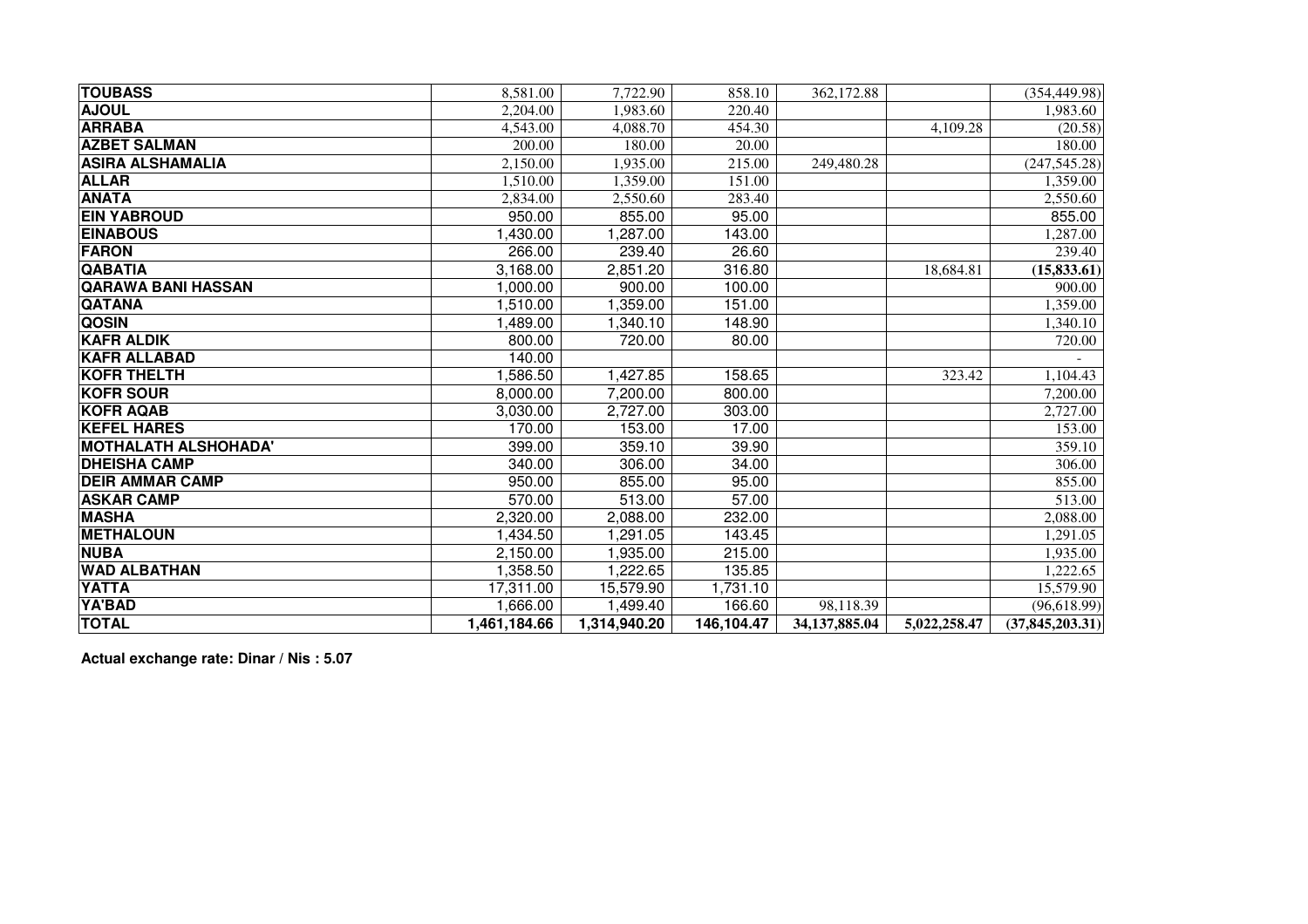| | | | | | | |
|---|---|---|---|---|---|---|
| **TOUBASS** | 8,581.00 | 7,722.90 | 858.10 | 362,172.88 | | (354,449.98) |
| **AJOUL** | 2,204.00 | 1,983.60 | 220.40 | | | 1,983.60 |
| **ARRABA** | 4,543.00 | 4,088.70 | 454.30 | | 4,109.28 | (20.58) |
| **AZBET SALMAN** | 200.00 | 180.00 | 20.00 | | | 180.00 |
| **ASIRA ALSHAMALIA** | 2,150.00 | 1,935.00 | 215.00 | 249,480.28 | | (247,545.28) |
| **ALLAR** | 1,510.00 | 1,359.00 | 151.00 | | | 1,359.00 |
| **ANATA** | 2,834.00 | 2,550.60 | 283.40 | | | 2,550.60 |
| **EIN YABROUD** | 950.00 | 855.00 | 95.00 | | | 855.00 |
| **EINABOUS** | 1,430.00 | 1,287.00 | 143.00 | | | 1,287.00 |
| **FARON** | 266.00 | 239.40 | 26.60 | | | 239.40 |
| **QABATIA** | 3,168.00 | 2,851.20 | 316.80 | | 18,684.81 | **(15,833.61)** |
| **QARAWA BANI HASSAN** | 1,000.00 | 900.00 | 100.00 | | | 900.00 |
| **QATANA** | 1,510.00 | 1,359.00 | 151.00 | | | 1,359.00 |
| **QOSIN** | 1,489.00 | 1,340.10 | 148.90 | | | 1,340.10 |
| **KAFR ALDIK** | 800.00 | 720.00 | 80.00 | | | 720.00 |
| **KAFR ALLABAD** | 140.00 | | | | | - |
| **KOFR THELTH** | 1,586.50 | 1,427.85 | 158.65 | | 323.42 | 1,104.43 |
| **KOFR SOUR** | 8,000.00 | 7,200.00 | 800.00 | | | 7,200.00 |
| **KOFR AQAB** | 3,030.00 | 2,727.00 | 303.00 | | | 2,727.00 |
| **KEFEL HARES** | 170.00 | 153.00 | 17.00 | | | 153.00 |
| **MOTHALATH ALSHOHADA'** | 399.00 | 359.10 | 39.90 | | | 359.10 |
| **DHEISHA CAMP** | 340.00 | 306.00 | 34.00 | | | 306.00 |
| **DEIR AMMAR CAMP** | 950.00 | 855.00 | 95.00 | | | 855.00 |
| **ASKAR CAMP** | 570.00 | 513.00 | 57.00 | | | 513.00 |
| **MASHA** | 2,320.00 | 2,088.00 | 232.00 | | | 2,088.00 |
| **METHALOUN** | 1,434.50 | 1,291.05 | 143.45 | | | 1,291.05 |
| **NUBA** | 2,150.00 | 1,935.00 | 215.00 | | | 1,935.00 |
| **WAD ALBATHAN** | 1,358.50 | 1,222.65 | 135.85 | | | 1,222.65 |
| **YATTA** | 17,311.00 | 15,579.90 | 1,731.10 | | | 15,579.90 |
| **YA'BAD** | 1,666.00 | 1,499.40 | 166.60 | 98,118.39 | | (96,618.99) |
| **TOTAL** | **1,461,184.66** | **1,314,940.20** | **146,104.47** | **34,137,885.04** | **5,022,258.47** | **(37,845,203.31)** |

**Actual exchange rate: Dinar / Nis : 5.07**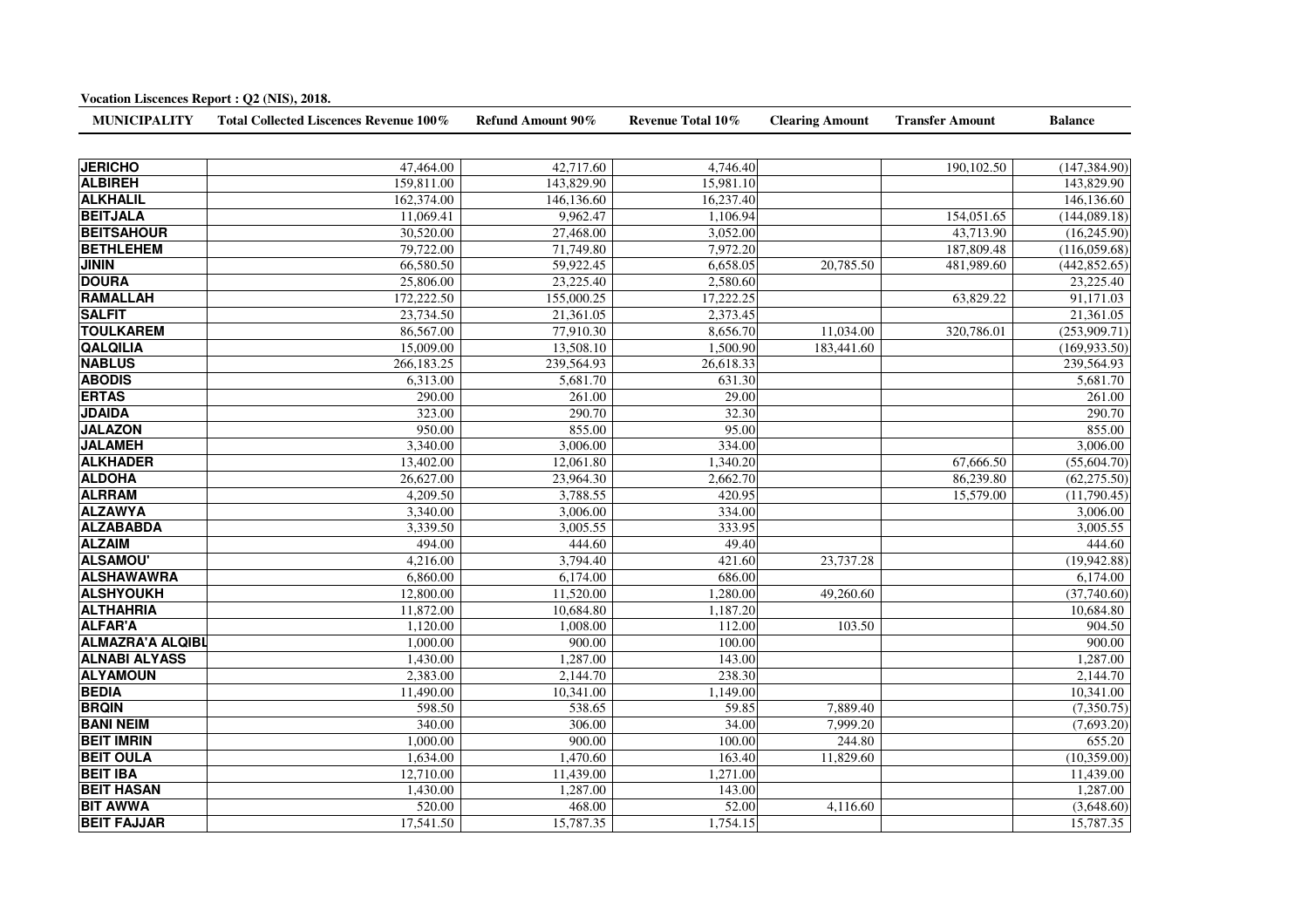**Vocation Liscences Report : Q2 (NIS), 2018.**

| MUNICIPALITY | Total Collected Liscences Revenue 100% | Refund Amount 90% | Revenue Total 10% | Clearing Amount | Transfer Amount | Balance |
|---|---|---|---|---|---|---|
| JERICHO | 47,464.00 | 42,717.60 | 4,746.40 | | 190,102.50 | (147,384.90) |
| ALBIREH | 159,811.00 | 143,829.90 | 15,981.10 | | | 143,829.90 |
| ALKHALIL | 162,374.00 | 146,136.60 | 16,237.40 | | | 146,136.60 |
| BEITJALA | 11,069.41 | 9,962.47 | 1,106.94 | | 154,051.65 | (144,089.18) |
| BEITSAHOUR | 30,520.00 | 27,468.00 | 3,052.00 | | 43,713.90 | (16,245.90) |
| BETHLEHEM | 79,722.00 | 71,749.80 | 7,972.20 | | 187,809.48 | (116,059.68) |
| JININ | 66,580.50 | 59,922.45 | 6,658.05 | 20,785.50 | 481,989.60 | (442,852.65) |
| DOURA | 25,806.00 | 23,225.40 | 2,580.60 | | | 23,225.40 |
| RAMALLAH | 172,222.50 | 155,000.25 | 17,222.25 | | 63,829.22 | 91,171.03 |
| SALFIT | 23,734.50 | 21,361.05 | 2,373.45 | | | 21,361.05 |
| TOULKAREM | 86,567.00 | 77,910.30 | 8,656.70 | 11,034.00 | 320,786.01 | (253,909.71) |
| QALQILIA | 15,009.00 | 13,508.10 | 1,500.90 | 183,441.60 | | (169,933.50) |
| NABLUS | 266,183.25 | 239,564.93 | 26,618.33 | | | 239,564.93 |
| ABODIS | 6,313.00 | 5,681.70 | 631.30 | | | 5,681.70 |
| ERTAS | 290.00 | 261.00 | 29.00 | | | 261.00 |
| JDAIDA | 323.00 | 290.70 | 32.30 | | | 290.70 |
| JALAZON | 950.00 | 855.00 | 95.00 | | | 855.00 |
| JALAMEH | 3,340.00 | 3,006.00 | 334.00 | | | 3,006.00 |
| ALKHADER | 13,402.00 | 12,061.80 | 1,340.20 | | 67,666.50 | (55,604.70) |
| ALDOHA | 26,627.00 | 23,964.30 | 2,662.70 | | 86,239.80 | (62,275.50) |
| ALRRAM | 4,209.50 | 3,788.55 | 420.95 | | 15,579.00 | (11,790.45) |
| ALZAWYA | 3,340.00 | 3,006.00 | 334.00 | | | 3,006.00 |
| ALZABABDA | 3,339.50 | 3,005.55 | 333.95 | | | 3,005.55 |
| ALZAIM | 494.00 | 444.60 | 49.40 | | | 444.60 |
| ALSAMOU' | 4,216.00 | 3,794.40 | 421.60 | 23,737.28 | | (19,942.88) |
| ALSHAWAWRA | 6,860.00 | 6,174.00 | 686.00 | | | 6,174.00 |
| ALSHYOUKH | 12,800.00 | 11,520.00 | 1,280.00 | 49,260.60 | | (37,740.60) |
| ALTHAHRIA | 11,872.00 | 10,684.80 | 1,187.20 | | | 10,684.80 |
| ALFAR'A | 1,120.00 | 1,008.00 | 112.00 | 103.50 | | 904.50 |
| ALMAZRA'A ALQIBL | 1,000.00 | 900.00 | 100.00 | | | 900.00 |
| ALNABI ALYASS | 1,430.00 | 1,287.00 | 143.00 | | | 1,287.00 |
| ALYAMOUN | 2,383.00 | 2,144.70 | 238.30 | | | 2,144.70 |
| BEDIA | 11,490.00 | 10,341.00 | 1,149.00 | | | 10,341.00 |
| BRQIN | 598.50 | 538.65 | 59.85 | 7,889.40 | | (7,350.75) |
| BANI NEIM | 340.00 | 306.00 | 34.00 | 7,999.20 | | (7,693.20) |
| BEIT IMRIN | 1,000.00 | 900.00 | 100.00 | 244.80 | | 655.20 |
| BEIT OULA | 1,634.00 | 1,470.60 | 163.40 | 11,829.60 | | (10,359.00) |
| BEIT IBA | 12,710.00 | 11,439.00 | 1,271.00 | | | 11,439.00 |
| BEIT HASAN | 1,430.00 | 1,287.00 | 143.00 | | | 1,287.00 |
| BIT AWWA | 520.00 | 468.00 | 52.00 | 4,116.60 | | (3,648.60) |
| BEIT FAJJAR | 17,541.50 | 15,787.35 | 1,754.15 | | | 15,787.35 |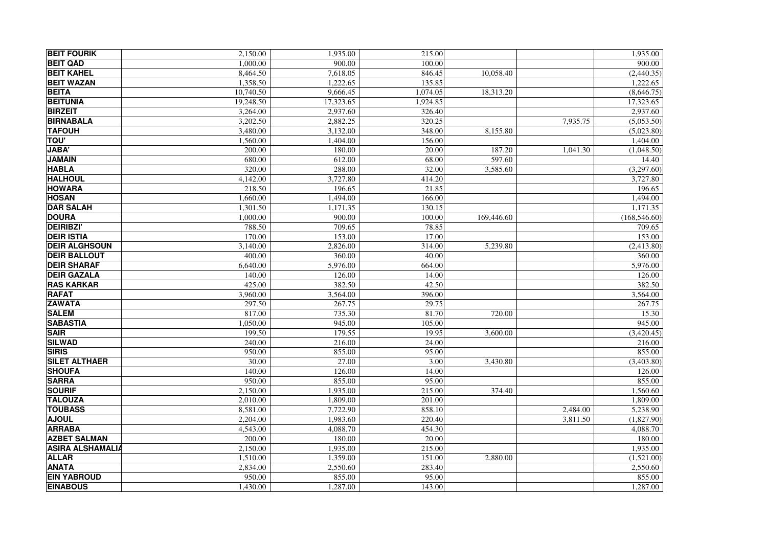| | | | | | | |
|---|---|---|---|---|---|---|
| **BEIT FOURIK** | 2,150.00 | 1,935.00 | 215.00 | | | 1,935.00 |
| **BEIT QAD** | 1,000.00 | 900.00 | 100.00 | | | 900.00 |
| **BEIT KAHEL** | 8,464.50 | 7,618.05 | 846.45 | 10,058.40 | | (2,440.35) |
| **BEIT WAZAN** | 1,358.50 | 1,222.65 | 135.85 | | | 1,222.65 |
| **BEITA** | 10,740.50 | 9,666.45 | 1,074.05 | 18,313.20 | | (8,646.75) |
| **BEITUNIA** | 19,248.50 | 17,323.65 | 1,924.85 | | | 17,323.65 |
| **BIRZEIT** | 3,264.00 | 2,937.60 | 326.40 | | | 2,937.60 |
| **BIRNABALA** | 3,202.50 | 2,882.25 | 320.25 | | 7,935.75 | (5,053.50) |
| **TAFOUH** | 3,480.00 | 3,132.00 | 348.00 | 8,155.80 | | (5,023.80) |
| **TQU'** | 1,560.00 | 1,404.00 | 156.00 | | | 1,404.00 |
| **JABA'** | 200.00 | 180.00 | 20.00 | 187.20 | 1,041.30 | (1,048.50) |
| **JAMAIN** | 680.00 | 612.00 | 68.00 | 597.60 | | 14.40 |
| **HABLA** | 320.00 | 288.00 | 32.00 | 3,585.60 | | (3,297.60) |
| **HALHOUL** | 4,142.00 | 3,727.80 | 414.20 | | | 3,727.80 |
| **HOWARA** | 218.50 | 196.65 | 21.85 | | | 196.65 |
| **HOSAN** | 1,660.00 | 1,494.00 | 166.00 | | | 1,494.00 |
| **DAR SALAH** | 1,301.50 | 1,171.35 | 130.15 | | | 1,171.35 |
| **DOURA** | 1,000.00 | 900.00 | 100.00 | 169,446.60 | | (168,546.60) |
| **DEIRIBZI'** | 788.50 | 709.65 | 78.85 | | | 709.65 |
| **DEIR ISTIA** | 170.00 | 153.00 | 17.00 | | | 153.00 |
| **DEIR ALGHSOUN** | 3,140.00 | 2,826.00 | 314.00 | 5,239.80 | | (2,413.80) |
| **DEIR BALLOUT** | 400.00 | 360.00 | 40.00 | | | 360.00 |
| **DEIR SHARAF** | 6,640.00 | 5,976.00 | 664.00 | | | 5,976.00 |
| **DEIR GAZALA** | 140.00 | 126.00 | 14.00 | | | 126.00 |
| **RAS KARKAR** | 425.00 | 382.50 | 42.50 | | | 382.50 |
| **RAFAT** | 3,960.00 | 3,564.00 | 396.00 | | | 3,564.00 |
| **ZAWATA** | 297.50 | 267.75 | 29.75 | | | 267.75 |
| **SALEM** | 817.00 | 735.30 | 81.70 | 720.00 | | 15.30 |
| **SABASTIA** | 1,050.00 | 945.00 | 105.00 | | | 945.00 |
| **SAIR** | 199.50 | 179.55 | 19.95 | 3,600.00 | | (3,420.45) |
| **SILWAD** | 240.00 | 216.00 | 24.00 | | | 216.00 |
| **SIRIS** | 950.00 | 855.00 | 95.00 | | | 855.00 |
| **SILET ALTHAER** | 30.00 | 27.00 | 3.00 | 3,430.80 | | (3,403.80) |
| **SHOUFA** | 140.00 | 126.00 | 14.00 | | | 126.00 |
| **SARRA** | 950.00 | 855.00 | 95.00 | | | 855.00 |
| **SOURIF** | 2,150.00 | 1,935.00 | 215.00 | 374.40 | | 1,560.60 |
| **TALOUZA** | 2,010.00 | 1,809.00 | 201.00 | | | 1,809.00 |
| **TOUBASS** | 8,581.00 | 7,722.90 | 858.10 | | 2,484.00 | 5,238.90 |
| **AJOUL** | 2,204.00 | 1,983.60 | 220.40 | | 3,811.50 | (1,827.90) |
| **ARRABA** | 4,543.00 | 4,088.70 | 454.30 | | | 4,088.70 |
| **AZBET SALMAN** | 200.00 | 180.00 | 20.00 | | | 180.00 |
| **ASIRA ALSHAMALIA** | 2,150.00 | 1,935.00 | 215.00 | | | 1,935.00 |
| **ALLAR** | 1,510.00 | 1,359.00 | 151.00 | 2,880.00 | | (1,521.00) |
| **ANATA** | 2,834.00 | 2,550.60 | 283.40 | | | 2,550.60 |
| **EIN YABROUD** | 950.00 | 855.00 | 95.00 | | | 855.00 |
| **EINABOUS** | 1,430.00 | 1,287.00 | 143.00 | | | 1,287.00 |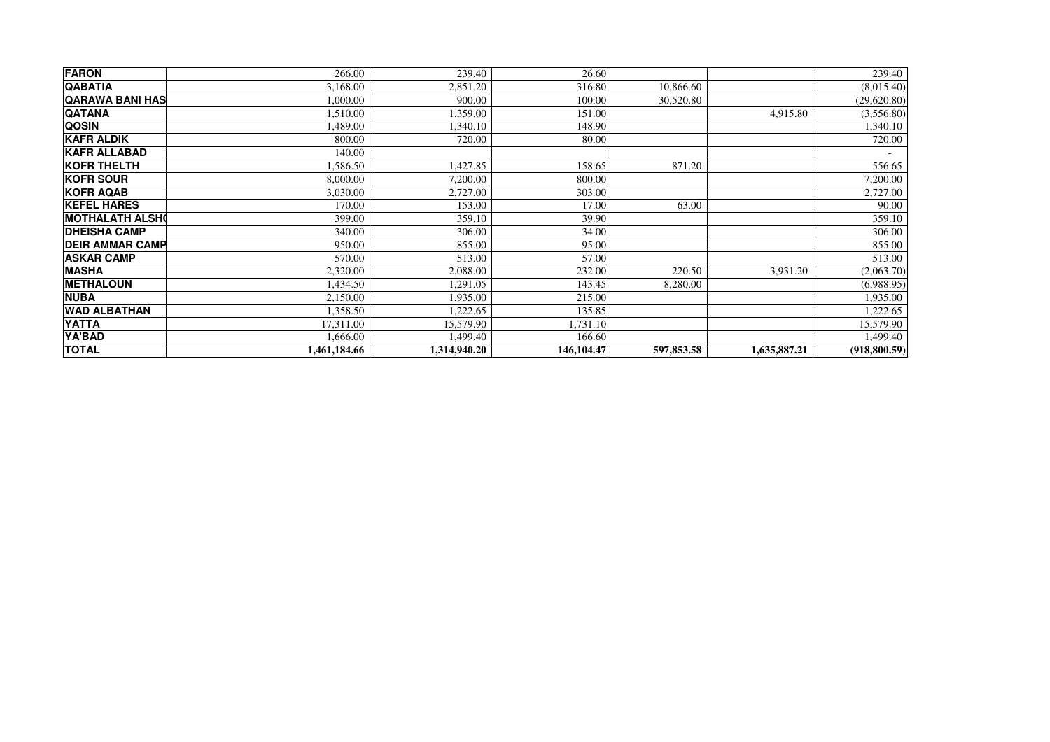| | | | | | | |
|---|---|---|---|---|---|---|
| **FARON** | 266.00 | 239.40 | 26.60 | | | 239.40 |
| **QABATIA** | 3,168.00 | 2,851.20 | 316.80 | 10,866.60 | | (8,015.40) |
| **QARAWA BANI HAS** | 1,000.00 | 900.00 | 100.00 | 30,520.80 | | (29,620.80) |
| **QATANA** | 1,510.00 | 1,359.00 | 151.00 | | 4,915.80 | (3,556.80) |
| **QOSIN** | 1,489.00 | 1,340.10 | 148.90 | | | 1,340.10 |
| **KAFR ALDIK** | 800.00 | 720.00 | 80.00 | | | 720.00 |
| **KAFR ALLABAD** | 140.00 | | | | | - |
| **KOFR THELTH** | 1,586.50 | 1,427.85 | 158.65 | 871.20 | | 556.65 |
| **KOFR SOUR** | 8,000.00 | 7,200.00 | 800.00 | | | 7,200.00 |
| **KOFR AQAB** | 3,030.00 | 2,727.00 | 303.00 | | | 2,727.00 |
| **KEFEL HARES** | 170.00 | 153.00 | 17.00 | 63.00 | | 90.00 |
| **MOTHALATH ALSH(** | 399.00 | 359.10 | 39.90 | | | 359.10 |
| **DHEISHA CAMP** | 340.00 | 306.00 | 34.00 | | | 306.00 |
| **DEIR AMMAR CAMP** | 950.00 | 855.00 | 95.00 | | | 855.00 |
| **ASKAR CAMP** | 570.00 | 513.00 | 57.00 | | | 513.00 |
| **MASHA** | 2,320.00 | 2,088.00 | 232.00 | 220.50 | 3,931.20 | (2,063.70) |
| **METHALOUN** | 1,434.50 | 1,291.05 | 143.45 | 8,280.00 | | (6,988.95) |
| **NUBA** | 2,150.00 | 1,935.00 | 215.00 | | | 1,935.00 |
| **WAD ALBATHAN** | 1,358.50 | 1,222.65 | 135.85 | | | 1,222.65 |
| **YATTA** | 17,311.00 | 15,579.90 | 1,731.10 | | | 15,579.90 |
| **YA'BAD** | 1,666.00 | 1,499.40 | 166.60 | | | 1,499.40 |
| **TOTAL** | **1,461,184.66** | **1,314,940.20** | **146,104.47** | **597,853.58** | **1,635,887.21** | **(918,800.59)** |